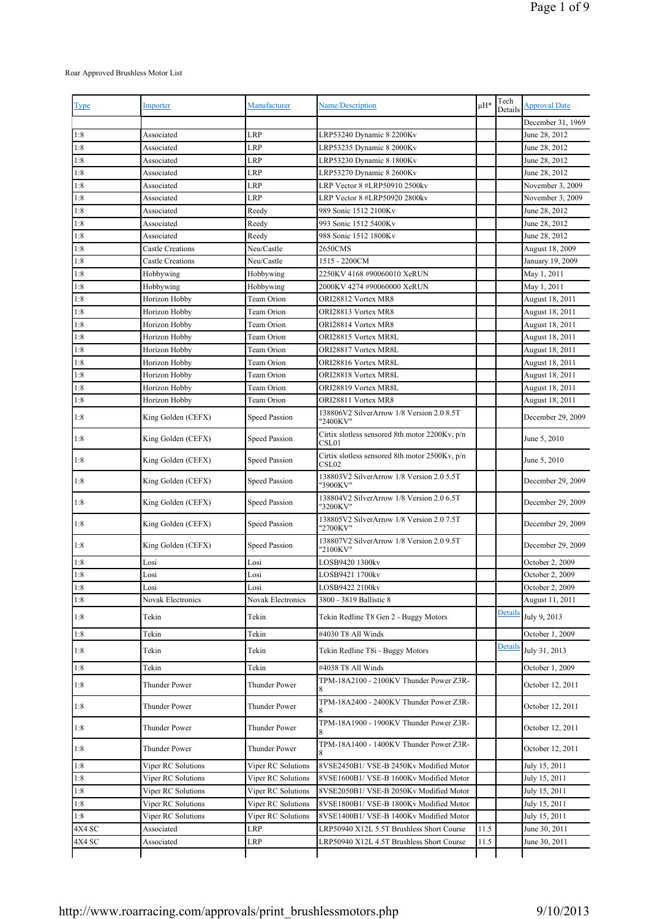Roar Approved Brushless Motor List

| Type | Importer | Manufacturer | Name/Description | µH* | Tech Details | Approval Date |
|---|---|---|---|---|---|---|
| | | | | | | December 31, 1969 |
| 1:8 | Associated | LRP | LRP53240 Dynamic 8 2200Kv | | | June 28, 2012 |
| 1:8 | Associated | LRP | LRP53235 Dynamic 8 2000Kv | | | June 28, 2012 |
| 1:8 | Associated | LRP | LRP53230 Dynamic 8 1800Kv | | | June 28, 2012 |
| 1:8 | Associated | LRP | LRP53270 Dynamic 8 2600Kv | | | June 28, 2012 |
| 1:8 | Associated | LRP | LRP Vector 8 #LRP50910 2500kv | | | November 3, 2009 |
| 1:8 | Associated | LRP | LRP Vector 8 #LRP50920 2800kv | | | November 3, 2009 |
| 1:8 | Associated | Reedy | 989 Sonic 1512 2100Kv | | | June 28, 2012 |
| 1:8 | Associated | Reedy | 993 Sonic 1512 5400Kv | | | June 28, 2012 |
| 1:8 | Associated | Reedy | 988 Sonic 1512 1800Kv | | | June 28, 2012 |
| 1:8 | Castle Creations | Neu/Castle | 2650CMS | | | August 18, 2009 |
| 1:8 | Castle Creations | Neu/Castle | 1515 - 2200CM | | | January 19, 2009 |
| 1:8 | Hobbywing | Hobbywing | 2250KV 4168 #90060010 XeRUN | | | May 1, 2011 |
| 1:8 | Hobbywing | Hobbywing | 2000KV 4274 #90060000 XeRUN | | | May 1, 2011 |
| 1:8 | Horizon Hobby | Team Orion | ORI28812 Vortex MR8 | | | August 18, 2011 |
| 1:8 | Horizon Hobby | Team Orion | ORI28813 Vortex MR8 | | | August 18, 2011 |
| 1:8 | Horizon Hobby | Team Orion | ORI28814 Vortex MR8 | | | August 18, 2011 |
| 1:8 | Horizon Hobby | Team Orion | ORI28815 Vortex MR8L | | | August 18, 2011 |
| 1:8 | Horizon Hobby | Team Orion | ORI28817 Vortex MR8L | | | August 18, 2011 |
| 1:8 | Horizon Hobby | Team Orion | ORI28816 Vortex MR8L | | | August 18, 2011 |
| 1:8 | Horizon Hobby | Team Orion | ORI28818 Vortex MR8L | | | August 18, 2011 |
| 1:8 | Horizon Hobby | Team Orion | ORI28819 Vortex MR8L | | | August 18, 2011 |
| 1:8 | Horizon Hobby | Team Orion | ORI28811 Vortex MR8 | | | August 18, 2011 |
| 1:8 | King Golden (CEFX) | Speed Passion | 138806V2 SilverArrow 1/8 Version 2.0 8.5T "2400KV" | | | December 29, 2009 |
| 1:8 | King Golden (CEFX) | Speed Passion | Cirtix slotless sensored 8th motor 2200Kv, p/n CSL01 | | | June 5, 2010 |
| 1:8 | King Golden (CEFX) | Speed Passion | Cirtix slotless sensored 8th motor 2500Kv, p/n CSL02 | | | June 5, 2010 |
| 1:8 | King Golden (CEFX) | Speed Passion | 138803V2 SilverArrow 1/8 Version 2.0 5.5T "3900KV" | | | December 29, 2009 |
| 1:8 | King Golden (CEFX) | Speed Passion | 138804V2 SilverArrow 1/8 Version 2.0 6.5T "3200KV" | | | December 29, 2009 |
| 1:8 | King Golden (CEFX) | Speed Passion | 138805V2 SilverArrow 1/8 Version 2.0 7.5T "2700KV" | | | December 29, 2009 |
| 1:8 | King Golden (CEFX) | Speed Passion | 138807V2 SilverArrow 1/8 Version 2.0 9.5T "2100KV" | | | December 29, 2009 |
| 1:8 | Losi | Losi | LOSB9420 1300kv | | | October 2, 2009 |
| 1:8 | Losi | Losi | LOSB9421 1700kv | | | October 2, 2009 |
| 1:8 | Losi | Losi | LOSB9422 2100kv | | | October 2, 2009 |
| 1:8 | Novak Electronics | Novak Electronics | 3800 - 3819 Ballistic 8 | | | August 11, 2011 |
| 1:8 | Tekin | Tekin | Tekin Redline T8 Gen 2 - Buggy Motors | | Details | July 9, 2013 |
| 1:8 | Tekin | Tekin | #4030 T8 All Winds | | | October 1, 2009 |
| 1:8 | Tekin | Tekin | Tekin Redline T8i - Buggy Motors | | Details | July 31, 2013 |
| 1:8 | Tekin | Tekin | #4038 T8 All Winds | | | October 1, 2009 |
| 1:8 | Thunder Power | Thunder Power | TPM-18A2100 - 2100KV Thunder Power Z3R-8 | | | October 12, 2011 |
| 1:8 | Thunder Power | Thunder Power | TPM-18A2400 - 2400KV Thunder Power Z3R-8 | | | October 12, 2011 |
| 1:8 | Thunder Power | Thunder Power | TPM-18A1900 - 1900KV Thunder Power Z3R-8 | | | October 12, 2011 |
| 1:8 | Thunder Power | Thunder Power | TPM-18A1400 - 1400KV Thunder Power Z3R-8 | | | October 12, 2011 |
| 1:8 | Viper RC Solutions | Viper RC Solutions | 8VSE2450B1/ VSE-B 2450Kv Modified Motor | | | July 15, 2011 |
| 1:8 | Viper RC Solutions | Viper RC Solutions | 8VSE1600B1/ VSE-B 1600Kv Modified Motor | | | July 15, 2011 |
| 1:8 | Viper RC Solutions | Viper RC Solutions | 8VSE2050B1/ VSE-B 2050Kv Modified Motor | | | July 15, 2011 |
| 1:8 | Viper RC Solutions | Viper RC Solutions | 8VSE1800B1/ VSE-B 1800Kv Modified Motor | | | July 15, 2011 |
| 1:8 | Viper RC Solutions | Viper RC Solutions | 8VSE1400B1/ VSE-B 1400Kv Modified Motor | | | July 15, 2011 |
| 4X4 SC | Associated | LRP | LRP50940 X12L 5.5T Brushless Short Course | 11.5 | | June 30, 2011 |
| 4X4 SC | Associated | LRP | LRP50940 X12L 4.5T Brushless Short Course | 11.5 | | June 30, 2011 |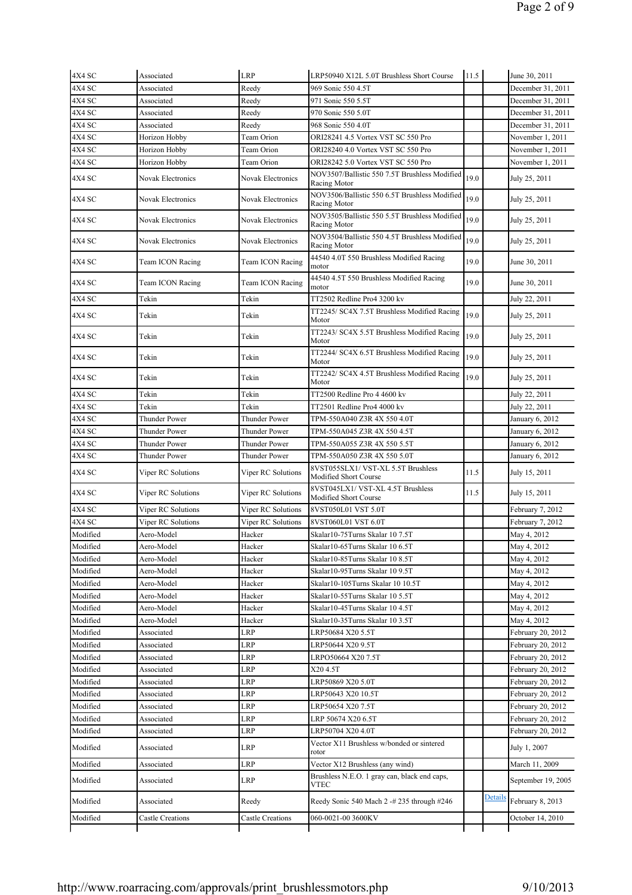| 4X4 SC | Associated | LRP | LRP50940 X12L 5.0T Brushless Short Course | 11.5 | | June 30, 2011 |
|---|---|---|---|---|---|---|
| 4X4 SC | Associated | Reedy | 969 Sonic 550 4.5T | | | December 31, 2011 |
| 4X4 SC | Associated | Reedy | 971 Sonic 550 5.5T | | | December 31, 2011 |
| 4X4 SC | Associated | Reedy | 970 Sonic 550 5.0T | | | December 31, 2011 |
| 4X4 SC | Associated | Reedy | 968 Sonic 550 4.0T | | | December 31, 2011 |
| 4X4 SC | Horizon Hobby | Team Orion | ORI28241 4.5 Vortex VST SC 550 Pro | | | November 1, 2011 |
| 4X4 SC | Horizon Hobby | Team Orion | ORI28240 4.0 Vortex VST SC 550 Pro | | | November 1, 2011 |
| 4X4 SC | Horizon Hobby | Team Orion | ORI28242 5.0 Vortex VST SC 550 Pro | | | November 1, 2011 |
| 4X4 SC | Novak Electronics | Novak Electronics | NOV3507/Ballistic 550 7.5T Brushless Modified Racing Motor | 19.0 | | July 25, 2011 |
| 4X4 SC | Novak Electronics | Novak Electronics | NOV3506/Ballistic 550 6.5T Brushless Modified Racing Motor | 19.0 | | July 25, 2011 |
| 4X4 SC | Novak Electronics | Novak Electronics | NOV3505/Ballistic 550 5.5T Brushless Modified Racing Motor | 19.0 | | July 25, 2011 |
| 4X4 SC | Novak Electronics | Novak Electronics | NOV3504/Ballistic 550 4.5T Brushless Modified Racing Motor | 19.0 | | July 25, 2011 |
| 4X4 SC | Team ICON Racing | Team ICON Racing | 44540 4.0T 550 Brushless Modified Racing motor | 19.0 | | June 30, 2011 |
| 4X4 SC | Team ICON Racing | Team ICON Racing | 44540 4.5T 550 Brushless Modified Racing motor | 19.0 | | June 30, 2011 |
| 4X4 SC | Tekin | Tekin | TT2502 Redline Pro4 3200 kv | | | July 22, 2011 |
| 4X4 SC | Tekin | Tekin | TT2245/ SC4X 7.5T Brushless Modified Racing Motor | 19.0 | | July 25, 2011 |
| 4X4 SC | Tekin | Tekin | TT2243/ SC4X 5.5T Brushless Modified Racing Motor | 19.0 | | July 25, 2011 |
| 4X4 SC | Tekin | Tekin | TT2244/ SC4X 6.5T Brushless Modified Racing Motor | 19.0 | | July 25, 2011 |
| 4X4 SC | Tekin | Tekin | TT2242/ SC4X 4.5T Brushless Modified Racing Motor | 19.0 | | July 25, 2011 |
| 4X4 SC | Tekin | Tekin | TT2500 Redline Pro 4 4600 kv | | | July 22, 2011 |
| 4X4 SC | Tekin | Tekin | TT2501 Redline Pro4 4000 kv | | | July 22, 2011 |
| 4X4 SC | Thunder Power | Thunder Power | TPM-550A040 Z3R 4X 550 4.0T | | | January 6, 2012 |
| 4X4 SC | Thunder Power | Thunder Power | TPM-550A045 Z3R 4X 550 4.5T | | | January 6, 2012 |
| 4X4 SC | Thunder Power | Thunder Power | TPM-550A055 Z3R 4X 550 5.5T | | | January 6, 2012 |
| 4X4 SC | Thunder Power | Thunder Power | TPM-550A050 Z3R 4X 550 5.0T | | | January 6, 2012 |
| 4X4 SC | Viper RC Solutions | Viper RC Solutions | 8VST055SLX1/ VST-XL 5.5T Brushless Modified Short Course | 11.5 | | July 15, 2011 |
| 4X4 SC | Viper RC Solutions | Viper RC Solutions | 8VST045LX1/ VST-XL 4.5T Brushless Modified Short Course | 11.5 | | July 15, 2011 |
| 4X4 SC | Viper RC Solutions | Viper RC Solutions | 8VST050L01 VST 5.0T | | | February 7, 2012 |
| 4X4 SC | Viper RC Solutions | Viper RC Solutions | 8VST060L01 VST 6.0T | | | February 7, 2012 |
| Modified | Aero-Model | Hacker | Skalar10-75Turns Skalar 10 7.5T | | | May 4, 2012 |
| Modified | Aero-Model | Hacker | Skalar10-65Turns Skalar 10 6.5T | | | May 4, 2012 |
| Modified | Aero-Model | Hacker | Skalar10-85Turns Skalar 10 8.5T | | | May 4, 2012 |
| Modified | Aero-Model | Hacker | Skalar10-95Turns Skalar 10 9.5T | | | May 4, 2012 |
| Modified | Aero-Model | Hacker | Skalar10-105Turns Skalar 10 10.5T | | | May 4, 2012 |
| Modified | Aero-Model | Hacker | Skalar10-55Turns Skalar 10 5.5T | | | May 4, 2012 |
| Modified | Aero-Model | Hacker | Skalar10-45Turns Skalar 10 4.5T | | | May 4, 2012 |
| Modified | Aero-Model | Hacker | Skalar10-35Turns Skalar 10 3.5T | | | May 4, 2012 |
| Modified | Associated | LRP | LRP50684 X20 5.5T | | | February 20, 2012 |
| Modified | Associated | LRP | LRP50644 X20 9.5T | | | February 20, 2012 |
| Modified | Associated | LRP | LRPO50664 X20 7.5T | | | February 20, 2012 |
| Modified | Associated | LRP | X20 4.5T | | | February 20, 2012 |
| Modified | Associated | LRP | LRP50869 X20 5.0T | | | February 20, 2012 |
| Modified | Associated | LRP | LRP50643 X20 10.5T | | | February 20, 2012 |
| Modified | Associated | LRP | LRP50654 X20 7.5T | | | February 20, 2012 |
| Modified | Associated | LRP | LRP 50674 X20 6.5T | | | February 20, 2012 |
| Modified | Associated | LRP | LRP50704 X20 4.0T | | | February 20, 2012 |
| Modified | Associated | LRP | Vector X11 Brushless w/bonded or sintered rotor | | | July 1, 2007 |
| Modified | Associated | LRP | Vector X12 Brushless (any wind) | | | March 11, 2009 |
| Modified | Associated | LRP | Brushless N.E.O. 1 gray can, black end caps, VTEC | | | September 19, 2005 |
| Modified | Associated | Reedy | Reedy Sonic 540 Mach 2 -# 235 through #246 | | Details | February 8, 2013 |
| Modified | Castle Creations | Castle Creations | 060-0021-00 3600KV | | | October 14, 2010 |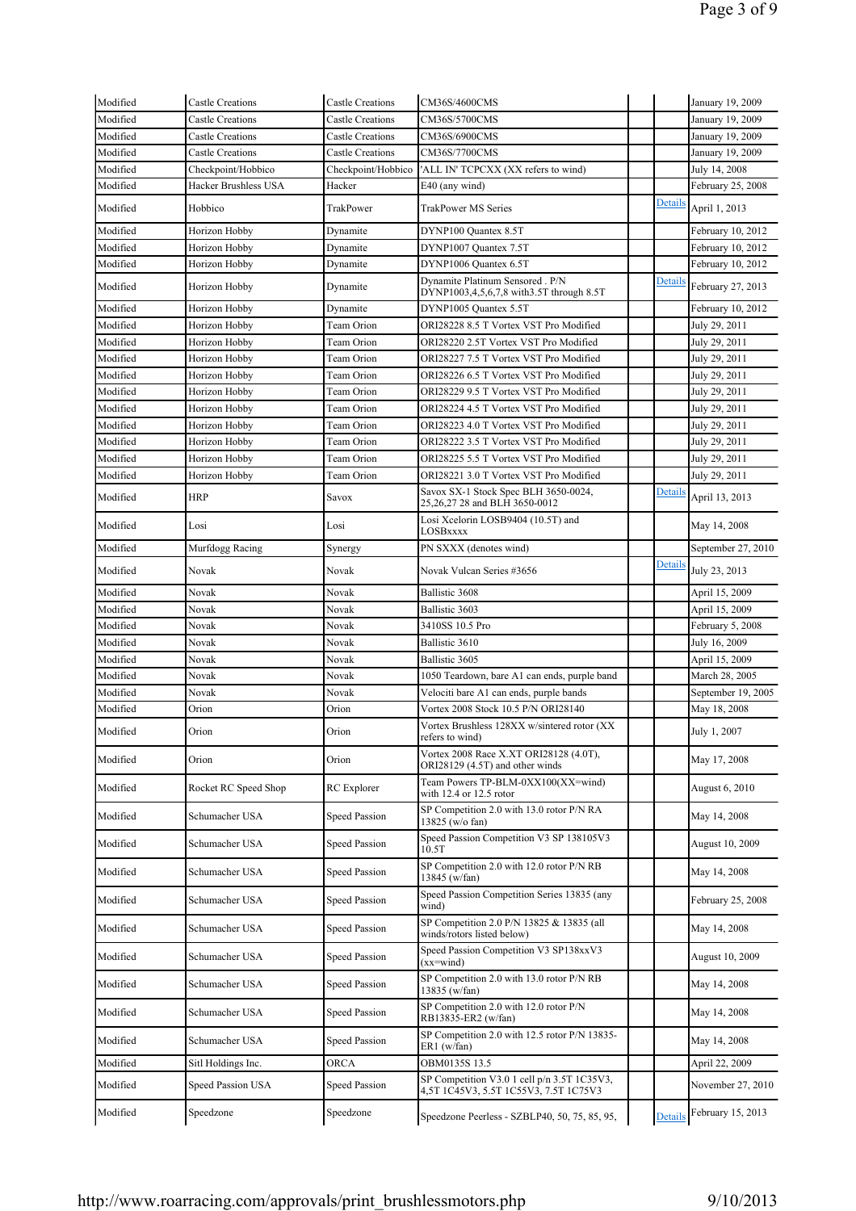| | | | | | | |
|---|---|---|---|---|---|---|
| Modified | Castle Creations | Castle Creations | CM36S/4600CMS | | | January 19, 2009 |
| Modified | Castle Creations | Castle Creations | CM36S/5700CMS | | | January 19, 2009 |
| Modified | Castle Creations | Castle Creations | CM36S/6900CMS | | | January 19, 2009 |
| Modified | Castle Creations | Castle Creations | CM36S/7700CMS | | | January 19, 2009 |
| Modified | Checkpoint/Hobbico | Checkpoint/Hobbico | 'ALL IN' TCPCXX (XX refers to wind) | | | July 14, 2008 |
| Modified | Hacker Brushless USA | Hacker | E40 (any wind) | | | February 25, 2008 |
| Modified | Hobbico | TrakPower | TrakPower MS Series | | Details | April 1, 2013 |
| Modified | Horizon Hobby | Dynamite | DYNP100 Quantex 8.5T | | | February 10, 2012 |
| Modified | Horizon Hobby | Dynamite | DYNP1007 Quantex 7.5T | | | February 10, 2012 |
| Modified | Horizon Hobby | Dynamite | DYNP1006 Quantex 6.5T | | | February 10, 2012 |
| Modified | Horizon Hobby | Dynamite | Dynamite Platinum Sensored . P/N DYNP1003,4,5,6,7,8 with3.5T through 8.5T | | Details | February 27, 2013 |
| Modified | Horizon Hobby | Dynamite | DYNP1005 Quantex 5.5T | | | February 10, 2012 |
| Modified | Horizon Hobby | Team Orion | ORI28228 8.5 T Vortex VST Pro Modified | | | July 29, 2011 |
| Modified | Horizon Hobby | Team Orion | ORI28220 2.5T Vortex VST Pro Modified | | | July 29, 2011 |
| Modified | Horizon Hobby | Team Orion | ORI28227 7.5 T Vortex VST Pro Modified | | | July 29, 2011 |
| Modified | Horizon Hobby | Team Orion | ORI28226 6.5 T Vortex VST Pro Modified | | | July 29, 2011 |
| Modified | Horizon Hobby | Team Orion | ORI28229 9.5 T Vortex VST Pro Modified | | | July 29, 2011 |
| Modified | Horizon Hobby | Team Orion | ORI28224 4.5 T Vortex VST Pro Modified | | | July 29, 2011 |
| Modified | Horizon Hobby | Team Orion | ORI28223 4.0 T Vortex VST Pro Modified | | | July 29, 2011 |
| Modified | Horizon Hobby | Team Orion | ORI28222 3.5 T Vortex VST Pro Modified | | | July 29, 2011 |
| Modified | Horizon Hobby | Team Orion | ORI28225 5.5 T Vortex VST Pro Modified | | | July 29, 2011 |
| Modified | Horizon Hobby | Team Orion | ORI28221 3.0 T Vortex VST Pro Modified | | | July 29, 2011 |
| Modified | HRP | Savox | Savox SX-1 Stock Spec BLH 3650-0024, 25,26,27 28 and BLH 3650-0012 | | Details | April 13, 2013 |
| Modified | Losi | Losi | Losi Xcelorin LOSB9404 (10.5T) and LOSBxxxx | | | May 14, 2008 |
| Modified | Murfdogg Racing | Synergy | PN SXXX (denotes wind) | | | September 27, 2010 |
| Modified | Novak | Novak | Novak Vulcan Series #3656 | | Details | July 23, 2013 |
| Modified | Novak | Novak | Ballistic 3608 | | | April 15, 2009 |
| Modified | Novak | Novak | Ballistic 3603 | | | April 15, 2009 |
| Modified | Novak | Novak | 3410SS 10.5 Pro | | | February 5, 2008 |
| Modified | Novak | Novak | Ballistic 3610 | | | July 16, 2009 |
| Modified | Novak | Novak | Ballistic 3605 | | | April 15, 2009 |
| Modified | Novak | Novak | 1050 Teardown, bare A1 can ends, purple band | | | March 28, 2005 |
| Modified | Novak | Novak | Velociti bare A1 can ends, purple bands | | | September 19, 2005 |
| Modified | Orion | Orion | Vortex 2008 Stock 10.5 P/N ORI28140 | | | May 18, 2008 |
| Modified | Orion | Orion | Vortex Brushless 128XX w/sintered rotor (XX refers to wind) | | | July 1, 2007 |
| Modified | Orion | Orion | Vortex 2008 Race X.XT ORI28128 (4.0T), ORI28129 (4.5T) and other winds | | | May 17, 2008 |
| Modified | Rocket RC Speed Shop | RC Explorer | Team Powers TP-BLM-0XX100(XX=wind) with 12.4 or 12.5 rotor | | | August 6, 2010 |
| Modified | Schumacher USA | Speed Passion | SP Competition 2.0 with 13.0 rotor P/N RA 13825 (w/o fan) | | | May 14, 2008 |
| Modified | Schumacher USA | Speed Passion | Speed Passion Competition V3 SP 138105V3 10.5T | | | August 10, 2009 |
| Modified | Schumacher USA | Speed Passion | SP Competition 2.0 with 12.0 rotor P/N RB 13845 (w/fan) | | | May 14, 2008 |
| Modified | Schumacher USA | Speed Passion | Speed Passion Competition Series 13835 (any wind) | | | February 25, 2008 |
| Modified | Schumacher USA | Speed Passion | SP Competition 2.0 P/N 13825 & 13835 (all winds/rotors listed below) | | | May 14, 2008 |
| Modified | Schumacher USA | Speed Passion | Speed Passion Competition V3 SP138xxV3 (xx=wind) | | | August 10, 2009 |
| Modified | Schumacher USA | Speed Passion | SP Competition 2.0 with 13.0 rotor P/N RB 13835 (w/fan) | | | May 14, 2008 |
| Modified | Schumacher USA | Speed Passion | SP Competition 2.0 with 12.0 rotor P/N RB13835-ER2 (w/fan) | | | May 14, 2008 |
| Modified | Schumacher USA | Speed Passion | SP Competition 2.0 with 12.5 rotor P/N 13835-ER1 (w/fan) | | | May 14, 2008 |
| Modified | Sitl Holdings Inc. | ORCA | OBM0135S 13.5 | | | April 22, 2009 |
| Modified | Speed Passion USA | Speed Passion | SP Competition V3.0 1 cell p/n 3.5T 1C35V3, 4,5T 1C45V3, 5.5T 1C55V3, 7.5T 1C75V3 | | | November 27, 2010 |
| Modified | Speedzone | Speedzone | Speedzone Peerless - SZBLP40, 50, 75, 85, 95, | | Details | February 15, 2013 |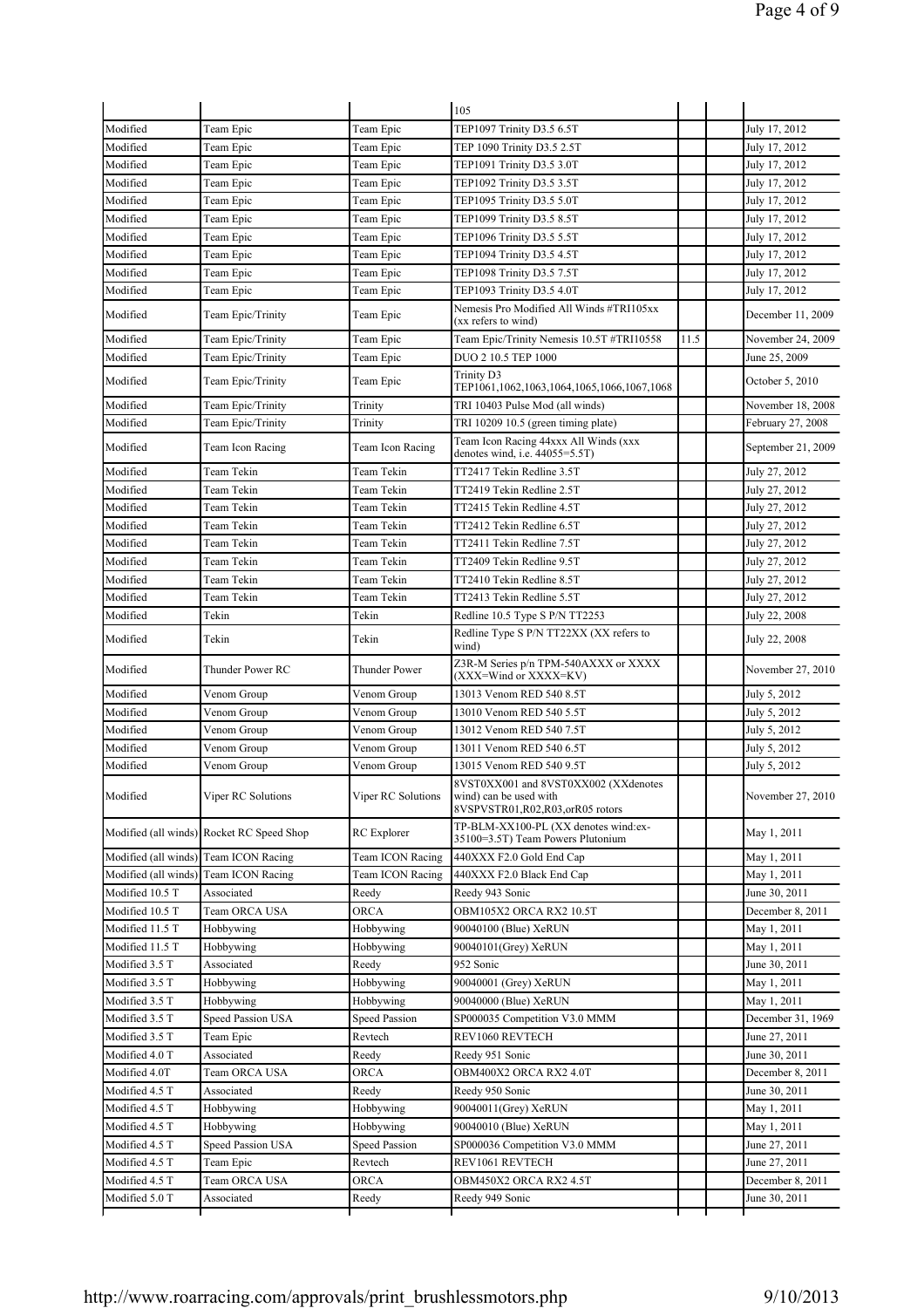| | | | | | | |
|---|---|---|---|---|---|---|
| | | | 105 | | | |
| Modified | Team Epic | Team Epic | TEP1097 Trinity D3.5 6.5T | | | July 17, 2012 |
| Modified | Team Epic | Team Epic | TEP 1090 Trinity D3.5 2.5T | | | July 17, 2012 |
| Modified | Team Epic | Team Epic | TEP1091 Trinity D3.5 3.0T | | | July 17, 2012 |
| Modified | Team Epic | Team Epic | TEP1092 Trinity D3.5 3.5T | | | July 17, 2012 |
| Modified | Team Epic | Team Epic | TEP1095 Trinity D3.5 5.0T | | | July 17, 2012 |
| Modified | Team Epic | Team Epic | TEP1099 Trinity D3.5 8.5T | | | July 17, 2012 |
| Modified | Team Epic | Team Epic | TEP1096 Trinity D3.5 5.5T | | | July 17, 2012 |
| Modified | Team Epic | Team Epic | TEP1094 Trinity D3.5 4.5T | | | July 17, 2012 |
| Modified | Team Epic | Team Epic | TEP1098 Trinity D3.5 7.5T | | | July 17, 2012 |
| Modified | Team Epic | Team Epic | TEP1093 Trinity D3.5 4.0T | | | July 17, 2012 |
| Modified | Team Epic/Trinity | Team Epic | Nemesis Pro Modified All Winds #TRI105xx (xx refers to wind) | | | December 11, 2009 |
| Modified | Team Epic/Trinity | Team Epic | Team Epic/Trinity Nemesis 10.5T #TRI10558 | 11.5 | | November 24, 2009 |
| Modified | Team Epic/Trinity | Team Epic | DUO 2 10.5 TEP 1000 | | | June 25, 2009 |
| Modified | Team Epic/Trinity | Team Epic | Trinity D3 TEP1061,1062,1063,1064,1065,1066,1067,1068 | | | October 5, 2010 |
| Modified | Team Epic/Trinity | Trinity | TRI 10403 Pulse Mod (all winds) | | | November 18, 2008 |
| Modified | Team Epic/Trinity | Trinity | TRI 10209 10.5 (green timing plate) | | | February 27, 2008 |
| Modified | Team Icon Racing | Team Icon Racing | Team Icon Racing 44xxx All Winds (xxx denotes wind, i.e. 44055=5.5T) | | | September 21, 2009 |
| Modified | Team Tekin | Team Tekin | TT2417 Tekin Redline 3.5T | | | July 27, 2012 |
| Modified | Team Tekin | Team Tekin | TT2419 Tekin Redline 2.5T | | | July 27, 2012 |
| Modified | Team Tekin | Team Tekin | TT2415 Tekin Redline 4.5T | | | July 27, 2012 |
| Modified | Team Tekin | Team Tekin | TT2412 Tekin Redline 6.5T | | | July 27, 2012 |
| Modified | Team Tekin | Team Tekin | TT2411 Tekin Redline 7.5T | | | July 27, 2012 |
| Modified | Team Tekin | Team Tekin | TT2409 Tekin Redline 9.5T | | | July 27, 2012 |
| Modified | Team Tekin | Team Tekin | TT2410 Tekin Redline 8.5T | | | July 27, 2012 |
| Modified | Team Tekin | Team Tekin | TT2413 Tekin Redline 5.5T | | | July 27, 2012 |
| Modified | Tekin | Tekin | Redline 10.5 Type S P/N TT2253 | | | July 22, 2008 |
| Modified | Tekin | Tekin | Redline Type S P/N TT22XX (XX refers to wind) | | | July 22, 2008 |
| Modified | Thunder Power RC | Thunder Power | Z3R-M Series p/n TPM-540AXXX or XXXX (XXX=Wind or XXXX=KV) | | | November 27, 2010 |
| Modified | Venom Group | Venom Group | 13013 Venom RED 540 8.5T | | | July 5, 2012 |
| Modified | Venom Group | Venom Group | 13010 Venom RED 540 5.5T | | | July 5, 2012 |
| Modified | Venom Group | Venom Group | 13012 Venom RED 540 7.5T | | | July 5, 2012 |
| Modified | Venom Group | Venom Group | 13011 Venom RED 540 6.5T | | | July 5, 2012 |
| Modified | Venom Group | Venom Group | 13015 Venom RED 540 9.5T | | | July 5, 2012 |
| Modified | Viper RC Solutions | Viper RC Solutions | 8VST0XX001 and 8VST0XX002 (XXdenotes wind) can be used with 8VSPVSTR01,R02,R03,orR05 rotors | | | November 27, 2010 |
| Modified (all winds) | Rocket RC Speed Shop | RC Explorer | TP-BLM-XX100-PL (XX denotes wind:ex-35100=3.5T) Team Powers Plutonium | | | May 1, 2011 |
| Modified (all winds) | Team ICON Racing | Team ICON Racing | 440XXX F2.0 Gold End Cap | | | May 1, 2011 |
| Modified (all winds) | Team ICON Racing | Team ICON Racing | 440XXX F2.0 Black End Cap | | | May 1, 2011 |
| Modified 10.5 T | Associated | Reedy | Reedy 943 Sonic | | | June 30, 2011 |
| Modified 10.5 T | Team ORCA USA | ORCA | OBM105X2 ORCA RX2 10.5T | | | December 8, 2011 |
| Modified 11.5 T | Hobbywing | Hobbywing | 90040100 (Blue) XeRUN | | | May 1, 2011 |
| Modified 11.5 T | Hobbywing | Hobbywing | 90040101(Grey) XeRUN | | | May 1, 2011 |
| Modified 3.5 T | Associated | Reedy | 952 Sonic | | | June 30, 2011 |
| Modified 3.5 T | Hobbywing | Hobbywing | 90040001 (Grey) XeRUN | | | May 1, 2011 |
| Modified 3.5 T | Hobbywing | Hobbywing | 90040000 (Blue) XeRUN | | | May 1, 2011 |
| Modified 3.5 T | Speed Passion USA | Speed Passion | SP000035 Competition V3.0 MMM | | | December 31, 1969 |
| Modified 3.5 T | Team Epic | Revtech | REV1060 REVTECH | | | June 27, 2011 |
| Modified 4.0 T | Associated | Reedy | Reedy 951 Sonic | | | June 30, 2011 |
| Modified 4.0T | Team ORCA USA | ORCA | OBM400X2 ORCA RX2 4.0T | | | December 8, 2011 |
| Modified 4.5 T | Associated | Reedy | Reedy 950 Sonic | | | June 30, 2011 |
| Modified 4.5 T | Hobbywing | Hobbywing | 90040011(Grey) XeRUN | | | May 1, 2011 |
| Modified 4.5 T | Hobbywing | Hobbywing | 90040010 (Blue) XeRUN | | | May 1, 2011 |
| Modified 4.5 T | Speed Passion USA | Speed Passion | SP000036 Competition V3.0 MMM | | | June 27, 2011 |
| Modified 4.5 T | Team Epic | Revtech | REV1061 REVTECH | | | June 27, 2011 |
| Modified 4.5 T | Team ORCA USA | ORCA | OBM450X2 ORCA RX2 4.5T | | | December 8, 2011 |
| Modified 5.0 T | Associated | Reedy | Reedy 949 Sonic | | | June 30, 2011 |

http://www.roarracing.com/approvals/print_brushlessmotors.php 9/10/2013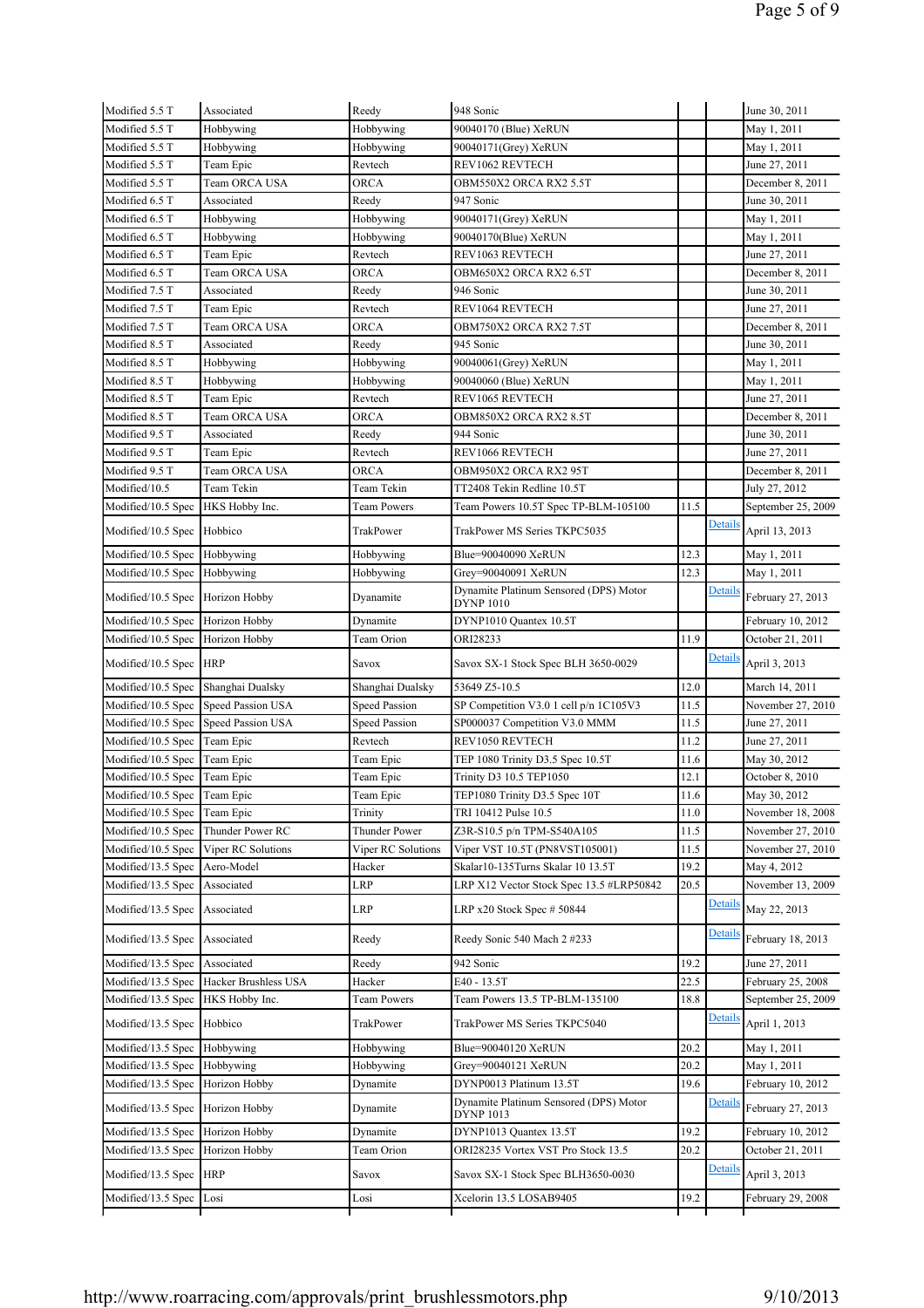| | | | | | | |
|---|---|---|---|---|---|---|
| Modified 5.5 T | Associated | Reedy | 948 Sonic | | | June 30, 2011 |
| Modified 5.5 T | Hobbywing | Hobbywing | 90040170 (Blue) XeRUN | | | May 1, 2011 |
| Modified 5.5 T | Hobbywing | Hobbywing | 90040171(Grey) XeRUN | | | May 1, 2011 |
| Modified 5.5 T | Team Epic | Revtech | REV1062 REVTECH | | | June 27, 2011 |
| Modified 5.5 T | Team ORCA USA | ORCA | OBM550X2 ORCA RX2 5.5T | | | December 8, 2011 |
| Modified 6.5 T | Associated | Reedy | 947 Sonic | | | June 30, 2011 |
| Modified 6.5 T | Hobbywing | Hobbywing | 90040171(Grey) XeRUN | | | May 1, 2011 |
| Modified 6.5 T | Hobbywing | Hobbywing | 90040170(Blue) XeRUN | | | May 1, 2011 |
| Modified 6.5 T | Team Epic | Revtech | REV1063 REVTECH | | | June 27, 2011 |
| Modified 6.5 T | Team ORCA USA | ORCA | OBM650X2 ORCA RX2 6.5T | | | December 8, 2011 |
| Modified 7.5 T | Associated | Reedy | 946 Sonic | | | June 30, 2011 |
| Modified 7.5 T | Team Epic | Revtech | REV1064 REVTECH | | | June 27, 2011 |
| Modified 7.5 T | Team ORCA USA | ORCA | OBM750X2 ORCA RX2 7.5T | | | December 8, 2011 |
| Modified 8.5 T | Associated | Reedy | 945 Sonic | | | June 30, 2011 |
| Modified 8.5 T | Hobbywing | Hobbywing | 90040061(Grey) XeRUN | | | May 1, 2011 |
| Modified 8.5 T | Hobbywing | Hobbywing | 90040060 (Blue) XeRUN | | | May 1, 2011 |
| Modified 8.5 T | Team Epic | Revtech | REV1065 REVTECH | | | June 27, 2011 |
| Modified 8.5 T | Team ORCA USA | ORCA | OBM850X2 ORCA RX2 8.5T | | | December 8, 2011 |
| Modified 9.5 T | Associated | Reedy | 944 Sonic | | | June 30, 2011 |
| Modified 9.5 T | Team Epic | Revtech | REV1066 REVTECH | | | June 27, 2011 |
| Modified 9.5 T | Team ORCA USA | ORCA | OBM950X2 ORCA RX2 95T | | | December 8, 2011 |
| Modified/10.5 | Team Tekin | Team Tekin | TT2408 Tekin Redline 10.5T | | | July 27, 2012 |
| Modified/10.5 Spec | HKS Hobby Inc. | Team Powers | Team Powers 10.5T Spec TP-BLM-105100 | 11.5 | | September 25, 2009 |
| Modified/10.5 Spec | Hobbico | TrakPower | TrakPower MS Series TKPC5035 | | Details | April 13, 2013 |
| Modified/10.5 Spec | Hobbywing | Hobbywing | Blue=90040090 XeRUN | 12.3 | | May 1, 2011 |
| Modified/10.5 Spec | Hobbywing | Hobbywing | Grey=90040091 XeRUN | 12.3 | | May 1, 2011 |
| Modified/10.5 Spec | Horizon Hobby | Dyanamite | Dynamite Platinum Sensored (DPS) Motor DYNP 1010 | | Details | February 27, 2013 |
| Modified/10.5 Spec | Horizon Hobby | Dynamite | DYNP1010 Quantex 10.5T | | | February 10, 2012 |
| Modified/10.5 Spec | Horizon Hobby | Team Orion | ORI28233 | 11.9 | | October 21, 2011 |
| Modified/10.5 Spec | HRP | Savox | Savox SX-1 Stock Spec BLH 3650-0029 | | Details | April 3, 2013 |
| Modified/10.5 Spec | Shanghai Dualsky | Shanghai Dualsky | 53649 Z5-10.5 | 12.0 | | March 14, 2011 |
| Modified/10.5 Spec | Speed Passion USA | Speed Passion | SP Competition V3.0 1 cell p/n 1C105V3 | 11.5 | | November 27, 2010 |
| Modified/10.5 Spec | Speed Passion USA | Speed Passion | SP000037 Competition V3.0 MMM | 11.5 | | June 27, 2011 |
| Modified/10.5 Spec | Team Epic | Revtech | REV1050 REVTECH | 11.2 | | June 27, 2011 |
| Modified/10.5 Spec | Team Epic | Team Epic | TEP 1080 Trinity D3.5 Spec 10.5T | 11.6 | | May 30, 2012 |
| Modified/10.5 Spec | Team Epic | Team Epic | Trinity D3 10.5 TEP1050 | 12.1 | | October 8, 2010 |
| Modified/10.5 Spec | Team Epic | Team Epic | TEP1080 Trinity D3.5 Spec 10T | 11.6 | | May 30, 2012 |
| Modified/10.5 Spec | Team Epic | Trinity | TRI 10412 Pulse 10.5 | 11.0 | | November 18, 2008 |
| Modified/10.5 Spec | Thunder Power RC | Thunder Power | Z3R-S10.5 p/n TPM-S540A105 | 11.5 | | November 27, 2010 |
| Modified/10.5 Spec | Viper RC Solutions | Viper RC Solutions | Viper VST 10.5T (PN8VST105001) | 11.5 | | November 27, 2010 |
| Modified/13.5 Spec | Aero-Model | Hacker | Skalar10-135Turns Skalar 10 13.5T | 19.2 | | May 4, 2012 |
| Modified/13.5 Spec | Associated | LRP | LRP X12 Vector Stock Spec 13.5 #LRP50842 | 20.5 | | November 13, 2009 |
| Modified/13.5 Spec | Associated | LRP | LRP x20 Stock Spec # 50844 | | Details | May 22, 2013 |
| Modified/13.5 Spec | Associated | Reedy | Reedy Sonic 540 Mach 2 #233 | | Details | February 18, 2013 |
| Modified/13.5 Spec | Associated | Reedy | 942 Sonic | 19.2 | | June 27, 2011 |
| Modified/13.5 Spec | Hacker Brushless USA | Hacker | E40 - 13.5T | 22.5 | | February 25, 2008 |
| Modified/13.5 Spec | HKS Hobby Inc. | Team Powers | Team Powers 13.5 TP-BLM-135100 | 18.8 | | September 25, 2009 |
| Modified/13.5 Spec | Hobbico | TrakPower | TrakPower MS Series TKPC5040 | | Details | April 1, 2013 |
| Modified/13.5 Spec | Hobbywing | Hobbywing | Blue=90040120 XeRUN | 20.2 | | May 1, 2011 |
| Modified/13.5 Spec | Hobbywing | Hobbywing | Grey=90040121 XeRUN | 20.2 | | May 1, 2011 |
| Modified/13.5 Spec | Horizon Hobby | Dynamite | DYNP0013 Platinum 13.5T | 19.6 | | February 10, 2012 |
| Modified/13.5 Spec | Horizon Hobby | Dynamite | Dynamite Platinum Sensored (DPS) Motor DYNP 1013 | | Details | February 27, 2013 |
| Modified/13.5 Spec | Horizon Hobby | Dynamite | DYNP1013 Quantex 13.5T | 19.2 | | February 10, 2012 |
| Modified/13.5 Spec | Horizon Hobby | Team Orion | ORI28235 Vortex VST Pro Stock 13.5 | 20.2 | | October 21, 2011 |
| Modified/13.5 Spec | HRP | Savox | Savox SX-1 Stock Spec BLH3650-0030 | | Details | April 3, 2013 |
| Modified/13.5 Spec | Losi | Losi | Xcelorin 13.5 LOSAB9405 | 19.2 | | February 29, 2008 |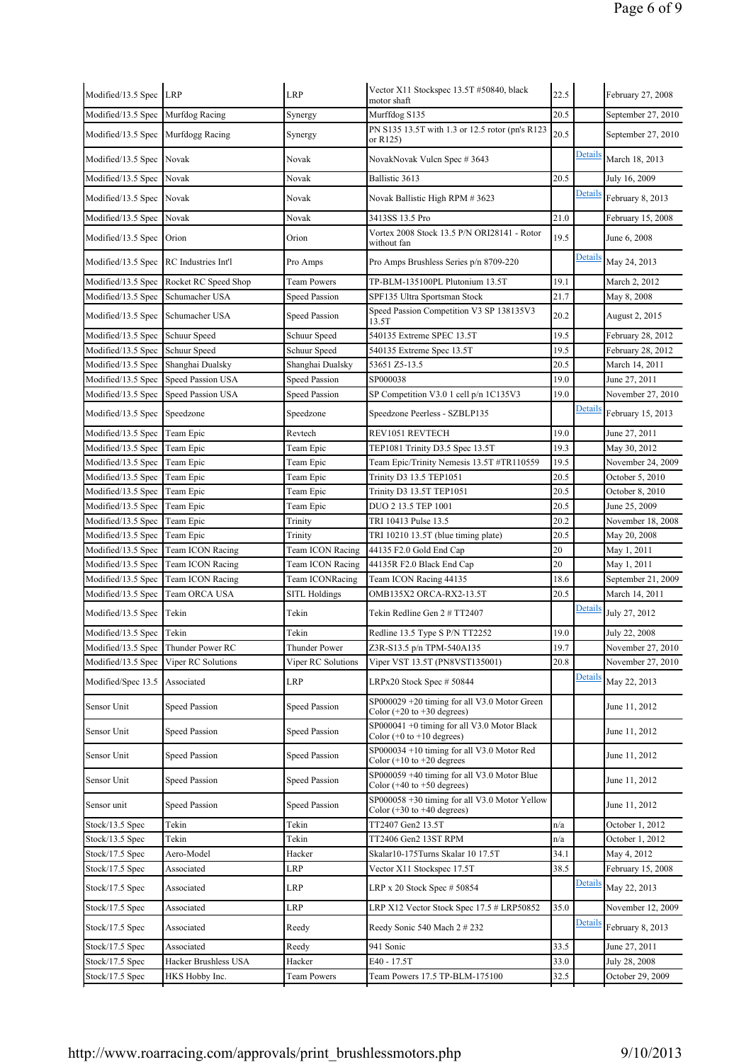| | | | | | | |
|---|---|---|---|---|---|---|
| Modified/13.5 Spec | LRP | LRP | Vector X11 Stockspec 13.5T #50840, black motor shaft | 22.5 | | February 27, 2008 |
| Modified/13.5 Spec | Murfdog Racing | Synergy | Murffdog S135 | 20.5 | | September 27, 2010 |
| Modified/13.5 Spec | Murfdogg Racing | Synergy | PN S135 13.5T with 1.3 or 12.5 rotor (pn's R123 or R125) | 20.5 | | September 27, 2010 |
| Modified/13.5 Spec | Novak | Novak | NovakNovak Vulcn Spec # 3643 | | Details | March 18, 2013 |
| Modified/13.5 Spec | Novak | Novak | Ballistic 3613 | 20.5 | | July 16, 2009 |
| Modified/13.5 Spec | Novak | Novak | Novak Ballistic High RPM # 3623 | | Details | February 8, 2013 |
| Modified/13.5 Spec | Novak | Novak | 3413SS 13.5 Pro | 21.0 | | February 15, 2008 |
| Modified/13.5 Spec | Orion | Orion | Vortex 2008 Stock 13.5 P/N ORI28141 - Rotor without fan | 19.5 | | June 6, 2008 |
| Modified/13.5 Spec | RC Industries Int'l | Pro Amps | Pro Amps Brushless Series p/n 8709-220 | | Details | May 24, 2013 |
| Modified/13.5 Spec | Rocket RC Speed Shop | Team Powers | TP-BLM-135100PL Plutonium 13.5T | 19.1 | | March 2, 2012 |
| Modified/13.5 Spec | Schumacher USA | Speed Passion | SPF135 Ultra Sportsman Stock | 21.7 | | May 8, 2008 |
| Modified/13.5 Spec | Schumacher USA | Speed Passion | Speed Passion Competition V3 SP 138135V3 13.5T | 20.2 | | August 2, 2015 |
| Modified/13.5 Spec | Schuur Speed | Schuur Speed | 540135 Extreme SPEC 13.5T | 19.5 | | February 28, 2012 |
| Modified/13.5 Spec | Schuur Speed | Schuur Speed | 540135 Extreme Spec 13.5T | 19.5 | | February 28, 2012 |
| Modified/13.5 Spec | Shanghai Dualsky | Shanghai Dualsky | 53651 Z5-13.5 | 20.5 | | March 14, 2011 |
| Modified/13.5 Spec | Speed Passion USA | Speed Passion | SP000038 | 19.0 | | June 27, 2011 |
| Modified/13.5 Spec | Speed Passion USA | Speed Passion | SP Competition V3.0 1 cell p/n 1C135V3 | 19.0 | | November 27, 2010 |
| Modified/13.5 Spec | Speedzone | Speedzone | Speedzone Peerless - SZBLP135 | | Details | February 15, 2013 |
| Modified/13.5 Spec | Team Epic | Revtech | REV1051 REVTECH | 19.0 | | June 27, 2011 |
| Modified/13.5 Spec | Team Epic | Team Epic | TEP1081 Trinity D3.5 Spec 13.5T | 19.3 | | May 30, 2012 |
| Modified/13.5 Spec | Team Epic | Team Epic | Team Epic/Trinity Nemesis 13.5T #TR110559 | 19.5 | | November 24, 2009 |
| Modified/13.5 Spec | Team Epic | Team Epic | Trinity D3 13.5 TEP1051 | 20.5 | | October 5, 2010 |
| Modified/13.5 Spec | Team Epic | Team Epic | Trinity D3 13.5T TEP1051 | 20.5 | | October 8, 2010 |
| Modified/13.5 Spec | Team Epic | Team Epic | DUO 2 13.5 TEP 1001 | 20.5 | | June 25, 2009 |
| Modified/13.5 Spec | Team Epic | Trinity | TRI 10413 Pulse 13.5 | 20.2 | | November 18, 2008 |
| Modified/13.5 Spec | Team Epic | Trinity | TRI 10210 13.5T (blue timing plate) | 20.5 | | May 20, 2008 |
| Modified/13.5 Spec | Team ICON Racing | Team ICON Racing | 44135 F2.0 Gold End Cap | 20 | | May 1, 2011 |
| Modified/13.5 Spec | Team ICON Racing | Team ICON Racing | 44135R F2.0 Black End Cap | 20 | | May 1, 2011 |
| Modified/13.5 Spec | Team ICON Racing | Team ICONRacing | Team ICON Racing 44135 | 18.6 | | September 21, 2009 |
| Modified/13.5 Spec | Team ORCA USA | SITL Holdings | OMB135X2 ORCA-RX2-13.5T | 20.5 | | March 14, 2011 |
| Modified/13.5 Spec | Tekin | Tekin | Tekin Redline Gen 2 # TT2407 | | Details | July 27, 2012 |
| Modified/13.5 Spec | Tekin | Tekin | Redline 13.5 Type S P/N TT2252 | 19.0 | | July 22, 2008 |
| Modified/13.5 Spec | Thunder Power RC | Thunder Power | Z3R-S13.5 p/n TPM-540A135 | 19.7 | | November 27, 2010 |
| Modified/13.5 Spec | Viper RC Solutions | Viper RC Solutions | Viper VST 13.5T (PN8VST135001) | 20.8 | | November 27, 2010 |
| Modified/Spec 13.5 | Associated | LRP | LRPx20 Stock Spec # 50844 | | Details | May 22, 2013 |
| Sensor Unit | Speed Passion | Speed Passion | SP000029 +20 timing for all V3.0 Motor Green Color (+20 to +30 degrees) | | | June 11, 2012 |
| Sensor Unit | Speed Passion | Speed Passion | SP000041 +0 timing for all V3.0 Motor Black Color (+0 to +10 degrees) | | | June 11, 2012 |
| Sensor Unit | Speed Passion | Speed Passion | SP000034 +10 timing for all V3.0 Motor Red Color (+10 to +20 degrees | | | June 11, 2012 |
| Sensor Unit | Speed Passion | Speed Passion | SP000059 +40 timing for all V3.0 Motor Blue Color (+40 to +50 degrees) | | | June 11, 2012 |
| Sensor unit | Speed Passion | Speed Passion | SP000058 +30 timing for all V3.0 Motor Yellow Color (+30 to +40 degrees) | | | June 11, 2012 |
| Stock/13.5 Spec | Tekin | Tekin | TT2407 Gen2 13.5T | n/a | | October 1, 2012 |
| Stock/13.5 Spec | Tekin | Tekin | TT2406 Gen2 13ST RPM | n/a | | October 1, 2012 |
| Stock/17.5 Spec | Aero-Model | Hacker | Skalar10-175Turns Skalar 10 17.5T | 34.1 | | May 4, 2012 |
| Stock/17.5 Spec | Associated | LRP | Vector X11 Stockspec 17.5T | 38.5 | | February 15, 2008 |
| Stock/17.5 Spec | Associated | LRP | LRP x 20 Stock Spec # 50854 | | Details | May 22, 2013 |
| Stock/17.5 Spec | Associated | LRP | LRP X12 Vector Stock Spec 17.5 # LRP50852 | 35.0 | | November 12, 2009 |
| Stock/17.5 Spec | Associated | Reedy | Reedy Sonic 540 Mach 2 # 232 | | Details | February 8, 2013 |
| Stock/17.5 Spec | Associated | Reedy | 941 Sonic | 33.5 | | June 27, 2011 |
| Stock/17.5 Spec | Hacker Brushless USA | Hacker | E40 - 17.5T | 33.0 | | July 28, 2008 |
| Stock/17.5 Spec | HKS Hobby Inc. | Team Powers | Team Powers 17.5 TP-BLM-175100 | 32.5 | | October 29, 2009 |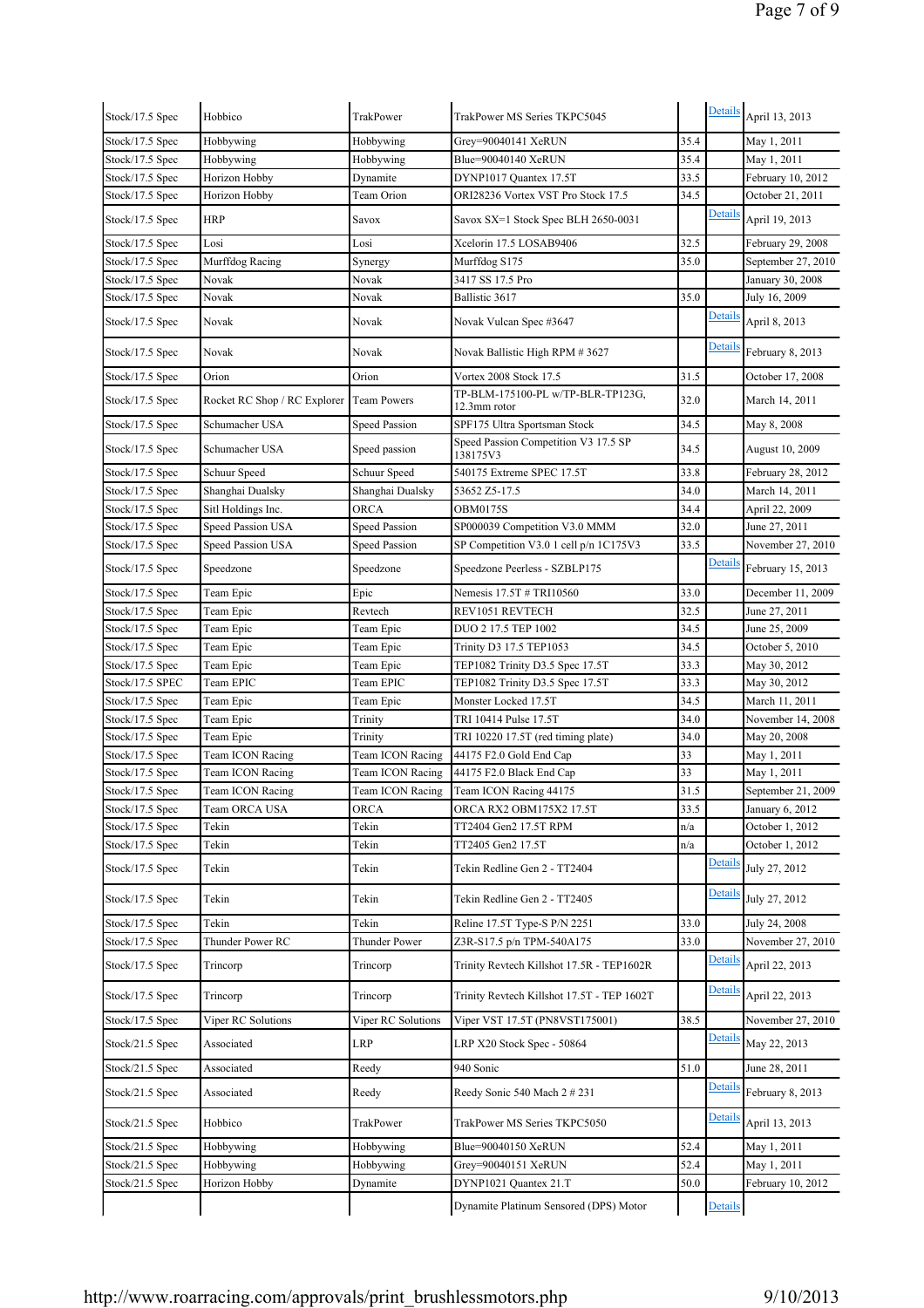| | | | | | | |
|---|---|---|---|---|---|---|
| Stock/17.5 Spec | Hobbico | TrakPower | TrakPower MS Series TKPC5045 | | Details | April 13, 2013 |
| Stock/17.5 Spec | Hobbywing | Hobbywing | Grey=90040141 XeRUN | 35.4 | | May 1, 2011 |
| Stock/17.5 Spec | Hobbywing | Hobbywing | Blue=90040140 XeRUN | 35.4 | | May 1, 2011 |
| Stock/17.5 Spec | Horizon Hobby | Dynamite | DYNP1017 Quantex 17.5T | 33.5 | | February 10, 2012 |
| Stock/17.5 Spec | Horizon Hobby | Team Orion | ORI28236 Vortex VST Pro Stock 17.5 | 34.5 | | October 21, 2011 |
| Stock/17.5 Spec | HRP | Savox | Savox SX=1 Stock Spec BLH 2650-0031 | | Details | April 19, 2013 |
| Stock/17.5 Spec | Losi | Losi | Xcelorin 17.5 LOSAB9406 | 32.5 | | February 29, 2008 |
| Stock/17.5 Spec | Murffdog Racing | Synergy | Murffdog S175 | 35.0 | | September 27, 2010 |
| Stock/17.5 Spec | Novak | Novak | 3417 SS 17.5 Pro | | | January 30, 2008 |
| Stock/17.5 Spec | Novak | Novak | Ballistic 3617 | 35.0 | | July 16, 2009 |
| Stock/17.5 Spec | Novak | Novak | Novak Vulcan Spec #3647 | | Details | April 8, 2013 |
| Stock/17.5 Spec | Novak | Novak | Novak Ballistic High RPM # 3627 | | Details | February 8, 2013 |
| Stock/17.5 Spec | Orion | Orion | Vortex 2008 Stock 17.5 | 31.5 | | October 17, 2008 |
| Stock/17.5 Spec | Rocket RC Shop / RC Explorer | Team Powers | TP-BLM-175100-PL w/TP-BLR-TP123G, 12.3mm rotor | 32.0 | | March 14, 2011 |
| Stock/17.5 Spec | Schumacher USA | Speed Passion | SPF175 Ultra Sportsman Stock | 34.5 | | May 8, 2008 |
| Stock/17.5 Spec | Schumacher USA | Speed passion | Speed Passion Competition V3 17.5 SP 138175V3 | 34.5 | | August 10, 2009 |
| Stock/17.5 Spec | Schuur Speed | Schuur Speed | 540175 Extreme SPEC 17.5T | 33.8 | | February 28, 2012 |
| Stock/17.5 Spec | Shanghai Dualsky | Shanghai Dualsky | 53652 Z5-17.5 | 34.0 | | March 14, 2011 |
| Stock/17.5 Spec | Sitl Holdings Inc. | ORCA | OBM0175S | 34.4 | | April 22, 2009 |
| Stock/17.5 Spec | Speed Passion USA | Speed Passion | SP000039 Competition V3.0 MMM | 32.0 | | June 27, 2011 |
| Stock/17.5 Spec | Speed Passion USA | Speed Passion | SP Competition V3.0 1 cell p/n 1C175V3 | 33.5 | | November 27, 2010 |
| Stock/17.5 Spec | Speedzone | Speedzone | Speedzone Peerless - SZBLP175 | | Details | February 15, 2013 |
| Stock/17.5 Spec | Team Epic | Epic | Nemesis 17.5T # TRI10560 | 33.0 | | December 11, 2009 |
| Stock/17.5 Spec | Team Epic | Revtech | REV1051 REVTECH | 32.5 | | June 27, 2011 |
| Stock/17.5 Spec | Team Epic | Team Epic | DUO 2 17.5 TEP 1002 | 34.5 | | June 25, 2009 |
| Stock/17.5 Spec | Team Epic | Team Epic | Trinity D3 17.5 TEP1053 | 34.5 | | October 5, 2010 |
| Stock/17.5 Spec | Team Epic | Team Epic | TEP1082 Trinity D3.5 Spec 17.5T | 33.3 | | May 30, 2012 |
| Stock/17.5 SPEC | Team EPIC | Team EPIC | TEP1082 Trinity D3.5 Spec 17.5T | 33.3 | | May 30, 2012 |
| Stock/17.5 Spec | Team Epic | Team Epic | Monster Locked 17.5T | 34.5 | | March 11, 2011 |
| Stock/17.5 Spec | Team Epic | Trinity | TRI 10414 Pulse 17.5T | 34.0 | | November 14, 2008 |
| Stock/17.5 Spec | Team Epic | Trinity | TRI 10220 17.5T (red timing plate) | 34.0 | | May 20, 2008 |
| Stock/17.5 Spec | Team ICON Racing | Team ICON Racing | 44175 F2.0 Gold End Cap | 33 | | May 1, 2011 |
| Stock/17.5 Spec | Team ICON Racing | Team ICON Racing | 44175 F2.0 Black End Cap | 33 | | May 1, 2011 |
| Stock/17.5 Spec | Team ICON Racing | Team ICON Racing | Team ICON Racing 44175 | 31.5 | | September 21, 2009 |
| Stock/17.5 Spec | Team ORCA USA | ORCA | ORCA RX2 OBM175X2 17.5T | 33.5 | | January 6, 2012 |
| Stock/17.5 Spec | Tekin | Tekin | TT2404 Gen2 17.5T RPM | n/a | | October 1, 2012 |
| Stock/17.5 Spec | Tekin | Tekin | TT2405 Gen2 17.5T | n/a | | October 1, 2012 |
| Stock/17.5 Spec | Tekin | Tekin | Tekin Redline Gen 2 - TT2404 | | Details | July 27, 2012 |
| Stock/17.5 Spec | Tekin | Tekin | Tekin Redline Gen 2 - TT2405 | | Details | July 27, 2012 |
| Stock/17.5 Spec | Tekin | Tekin | Reline 17.5T Type-S P/N 2251 | 33.0 | | July 24, 2008 |
| Stock/17.5 Spec | Thunder Power RC | Thunder Power | Z3R-S17.5 p/n TPM-540A175 | 33.0 | | November 27, 2010 |
| Stock/17.5 Spec | Trincorp | Trincorp | Trinity Revtech Killshot 17.5R - TEP1602R | | Details | April 22, 2013 |
| Stock/17.5 Spec | Trincorp | Trincorp | Trinity Revtech Killshot 17.5T - TEP 1602T | | Details | April 22, 2013 |
| Stock/17.5 Spec | Viper RC Solutions | Viper RC Solutions | Viper VST 17.5T (PN8VST175001) | 38.5 | | November 27, 2010 |
| Stock/21.5 Spec | Associated | LRP | LRP X20 Stock Spec - 50864 | | Details | May 22, 2013 |
| Stock/21.5 Spec | Associated | Reedy | 940 Sonic | 51.0 | | June 28, 2011 |
| Stock/21.5 Spec | Associated | Reedy | Reedy Sonic 540 Mach 2 # 231 | | Details | February 8, 2013 |
| Stock/21.5 Spec | Hobbico | TrakPower | TrakPower MS Series TKPC5050 | | Details | April 13, 2013 |
| Stock/21.5 Spec | Hobbywing | Hobbywing | Blue=90040150 XeRUN | 52.4 | | May 1, 2011 |
| Stock/21.5 Spec | Hobbywing | Hobbywing | Grey=90040151 XeRUN | 52.4 | | May 1, 2011 |
| Stock/21.5 Spec | Horizon Hobby | Dynamite | DYNP1021 Quantex 21.T | 50.0 | | February 10, 2012 |
| | | | Dynamite Platinum Sensored (DPS) Motor | | Details | |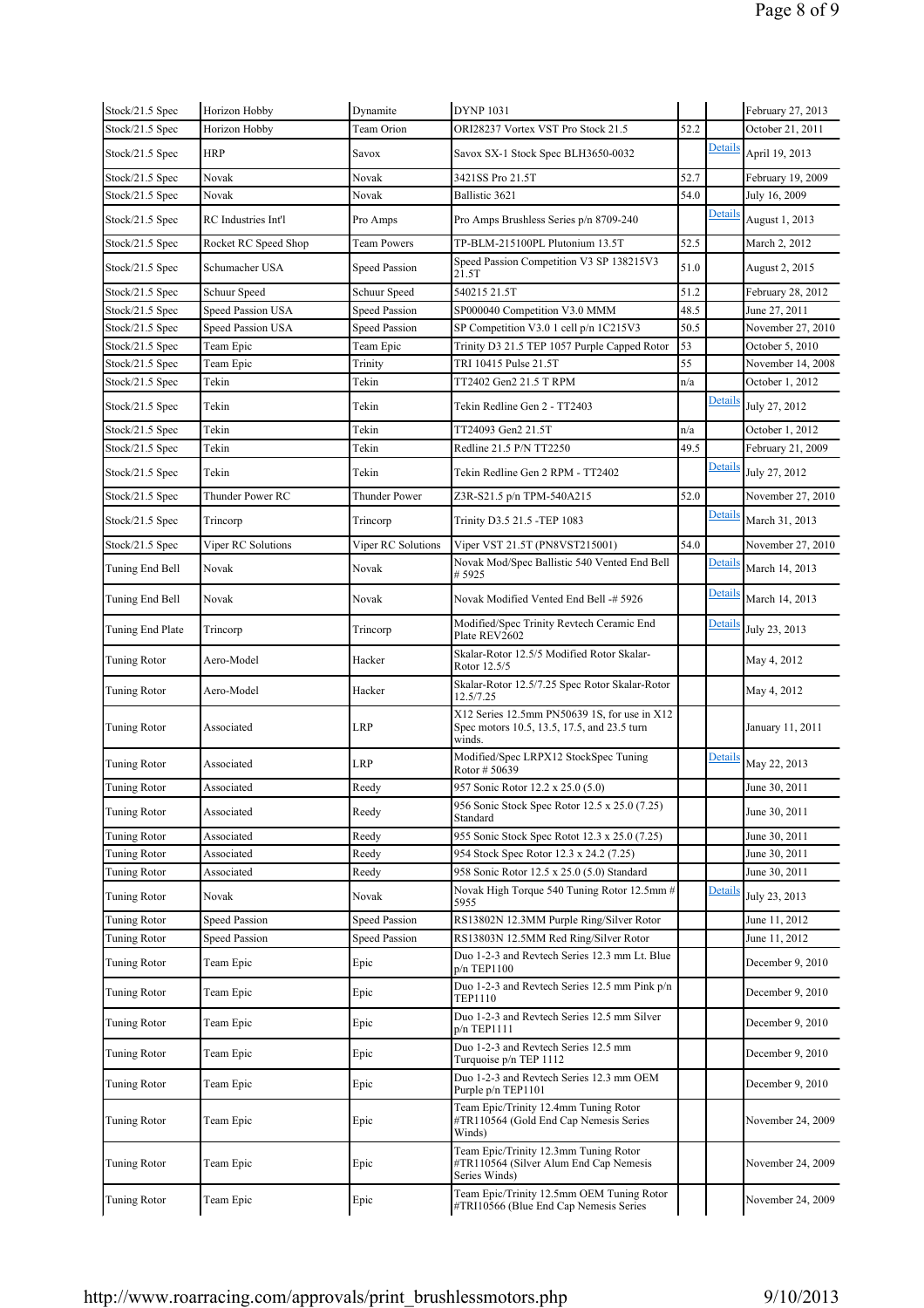| | | | | | | |
|---|---|---|---|---|---|---|
| Stock/21.5 Spec | Horizon Hobby | Dynamite | DYNP 1031 | | | February 27, 2013 |
| Stock/21.5 Spec | Horizon Hobby | Team Orion | ORI28237 Vortex VST Pro Stock 21.5 | 52.2 | | October 21, 2011 |
| Stock/21.5 Spec | HRP | Savox | Savox SX-1 Stock Spec BLH3650-0032 | | Details | April 19, 2013 |
| Stock/21.5 Spec | Novak | Novak | 3421SS Pro 21.5T | 52.7 | | February 19, 2009 |
| Stock/21.5 Spec | Novak | Novak | Ballistic 3621 | 54.0 | | July 16, 2009 |
| Stock/21.5 Spec | RC Industries Int'l | Pro Amps | Pro Amps Brushless Series p/n 8709-240 | | Details | August 1, 2013 |
| Stock/21.5 Spec | Rocket RC Speed Shop | Team Powers | TP-BLM-215100PL Plutonium 13.5T | 52.5 | | March 2, 2012 |
| Stock/21.5 Spec | Schumacher USA | Speed Passion | Speed Passion Competition V3 SP 138215V3 21.5T | 51.0 | | August 2, 2015 |
| Stock/21.5 Spec | Schuur Speed | Schuur Speed | 540215 21.5T | 51.2 | | February 28, 2012 |
| Stock/21.5 Spec | Speed Passion USA | Speed Passion | SP000040 Competition V3.0 MMM | 48.5 | | June 27, 2011 |
| Stock/21.5 Spec | Speed Passion USA | Speed Passion | SP Competition V3.0 1 cell p/n 1C215V3 | 50.5 | | November 27, 2010 |
| Stock/21.5 Spec | Team Epic | Team Epic | Trinity D3 21.5 TEP 1057 Purple Capped Rotor | 53 | | October 5, 2010 |
| Stock/21.5 Spec | Team Epic | Trinity | TRI 10415 Pulse 21.5T | 55 | | November 14, 2008 |
| Stock/21.5 Spec | Tekin | Tekin | TT2402 Gen2 21.5 T RPM | n/a | | October 1, 2012 |
| Stock/21.5 Spec | Tekin | Tekin | Tekin Redline Gen 2 - TT2403 | | Details | July 27, 2012 |
| Stock/21.5 Spec | Tekin | Tekin | TT24093 Gen2 21.5T | n/a | | October 1, 2012 |
| Stock/21.5 Spec | Tekin | Tekin | Redline 21.5 P/N TT2250 | 49.5 | | February 21, 2009 |
| Stock/21.5 Spec | Tekin | Tekin | Tekin Redline Gen 2 RPM - TT2402 | | Details | July 27, 2012 |
| Stock/21.5 Spec | Thunder Power RC | Thunder Power | Z3R-S21.5 p/n TPM-540A215 | 52.0 | | November 27, 2010 |
| Stock/21.5 Spec | Trincorp | Trincorp | Trinity D3.5 21.5 -TEP 1083 | | Details | March 31, 2013 |
| Stock/21.5 Spec | Viper RC Solutions | Viper RC Solutions | Viper VST 21.5T (PN8VST215001) | 54.0 | | November 27, 2010 |
| Tuning End Bell | Novak | Novak | Novak Mod/Spec Ballistic 540 Vented End Bell # 5925 | | Details | March 14, 2013 |
| Tuning End Bell | Novak | Novak | Novak Modified Vented End Bell -# 5926 | | Details | March 14, 2013 |
| Tuning End Plate | Trincorp | Trincorp | Modified/Spec Trinity Revtech Ceramic End Plate REV2602 | | Details | July 23, 2013 |
| Tuning Rotor | Aero-Model | Hacker | Skalar-Rotor 12.5/5 Modified Rotor Skalar-Rotor 12.5/5 | | | May 4, 2012 |
| Tuning Rotor | Aero-Model | Hacker | Skalar-Rotor 12.5/7.25 Spec Rotor Skalar-Rotor 12.5/7.25 | | | May 4, 2012 |
| Tuning Rotor | Associated | LRP | X12 Series 12.5mm PN50639 1S, for use in X12 Spec motors 10.5, 13.5, 17.5, and 23.5 turn winds. | | | January 11, 2011 |
| Tuning Rotor | Associated | LRP | Modified/Spec LRPX12 StockSpec Tuning Rotor # 50639 | | Details | May 22, 2013 |
| Tuning Rotor | Associated | Reedy | 957 Sonic Rotor 12.2 x 25.0 (5.0) | | | June 30, 2011 |
| Tuning Rotor | Associated | Reedy | 956 Sonic Stock Spec Rotor 12.5 x 25.0 (7.25) Standard | | | June 30, 2011 |
| Tuning Rotor | Associated | Reedy | 955 Sonic Stock Spec Rotot 12.3 x 25.0 (7.25) | | | June 30, 2011 |
| Tuning Rotor | Associated | Reedy | 954 Stock Spec Rotor 12.3 x 24.2 (7.25) | | | June 30, 2011 |
| Tuning Rotor | Associated | Reedy | 958 Sonic Rotor 12.5 x 25.0 (5.0) Standard | | | June 30, 2011 |
| Tuning Rotor | Novak | Novak | Novak High Torque 540 Tuning Rotor 12.5mm # 5955 | | Details | July 23, 2013 |
| Tuning Rotor | Speed Passion | Speed Passion | RS13802N 12.3MM Purple Ring/Silver Rotor | | | June 11, 2012 |
| Tuning Rotor | Speed Passion | Speed Passion | RS13803N 12.5MM Red Ring/Silver Rotor | | | June 11, 2012 |
| Tuning Rotor | Team Epic | Epic | Duo 1-2-3 and Revtech Series 12.3 mm Lt. Blue p/n TEP1100 | | | December 9, 2010 |
| Tuning Rotor | Team Epic | Epic | Duo 1-2-3 and Revtech Series 12.5 mm Pink p/n TEP1110 | | | December 9, 2010 |
| Tuning Rotor | Team Epic | Epic | Duo 1-2-3 and Revtech Series 12.5 mm Silver p/n TEP1111 | | | December 9, 2010 |
| Tuning Rotor | Team Epic | Epic | Duo 1-2-3 and Revtech Series 12.5 mm Turquoise p/n TEP 1112 | | | December 9, 2010 |
| Tuning Rotor | Team Epic | Epic | Duo 1-2-3 and Revtech Series 12.3 mm OEM Purple p/n TEP1101 | | | December 9, 2010 |
| Tuning Rotor | Team Epic | Epic | Team Epic/Trinity 12.4mm Tuning Rotor #TR110564 (Gold End Cap Nemesis Series Winds) | | | November 24, 2009 |
| Tuning Rotor | Team Epic | Epic | Team Epic/Trinity 12.3mm Tuning Rotor #TR110564 (Silver Alum End Cap Nemesis Series Winds) | | | November 24, 2009 |
| Tuning Rotor | Team Epic | Epic | Team Epic/Trinity 12.5mm OEM Tuning Rotor #TRI10566 (Blue End Cap Nemesis Series | | | November 24, 2009 |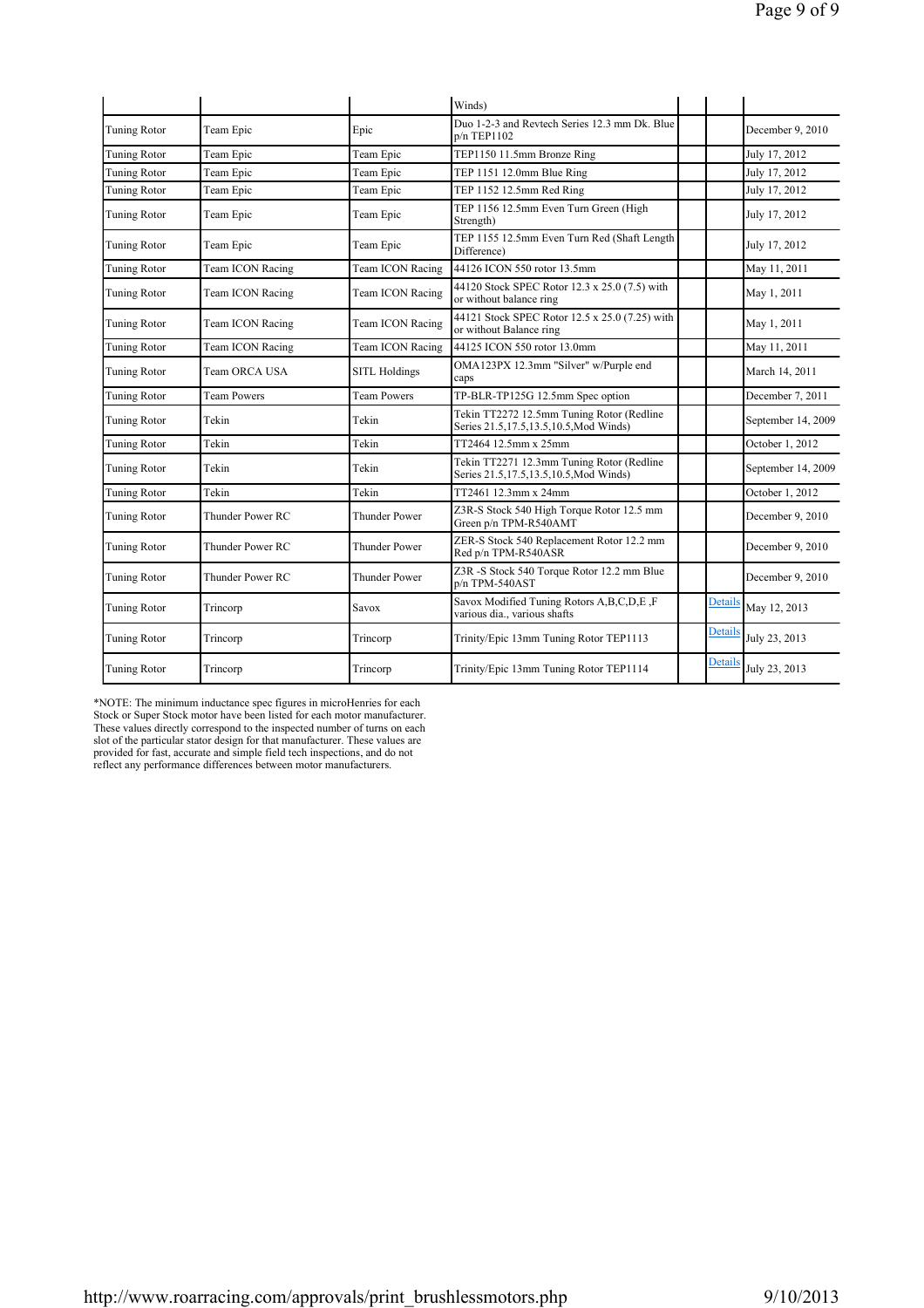| | | | | | | |
|---|---|---|---|---|---|---|
| | | | Winds) | | | |
| Tuning Rotor | Team Epic | Epic | Duo 1-2-3 and Revtech Series 12.3 mm Dk. Blue p/n TEP1102 | | | December 9, 2010 |
| Tuning Rotor | Team Epic | Team Epic | TEP1150 11.5mm Bronze Ring | | | July 17, 2012 |
| Tuning Rotor | Team Epic | Team Epic | TEP 1151 12.0mm Blue Ring | | | July 17, 2012 |
| Tuning Rotor | Team Epic | Team Epic | TEP 1152 12.5mm Red Ring | | | July 17, 2012 |
| Tuning Rotor | Team Epic | Team Epic | TEP 1156 12.5mm Even Turn Green (High Strength) | | | July 17, 2012 |
| Tuning Rotor | Team Epic | Team Epic | TEP 1155 12.5mm Even Turn Red (Shaft Length Difference) | | | July 17, 2012 |
| Tuning Rotor | Team ICON Racing | Team ICON Racing | 44126 ICON 550 rotor 13.5mm | | | May 11, 2011 |
| Tuning Rotor | Team ICON Racing | Team ICON Racing | 44120 Stock SPEC Rotor 12.3 x 25.0 (7.5) with or without balance ring | | | May 1, 2011 |
| Tuning Rotor | Team ICON Racing | Team ICON Racing | 44121 Stock SPEC Rotor 12.5 x 25.0 (7.25) with or without Balance ring | | | May 1, 2011 |
| Tuning Rotor | Team ICON Racing | Team ICON Racing | 44125 ICON 550 rotor 13.0mm | | | May 11, 2011 |
| Tuning Rotor | Team ORCA USA | SITL Holdings | OMA123PX 12.3mm "Silver" w/Purple end caps | | | March 14, 2011 |
| Tuning Rotor | Team Powers | Team Powers | TP-BLR-TP125G 12.5mm Spec option | | | December 7, 2011 |
| Tuning Rotor | Tekin | Tekin | Tekin TT2272 12.5mm Tuning Rotor (Redline Series 21.5,17.5,13.5,10.5,Mod Winds) | | | September 14, 2009 |
| Tuning Rotor | Tekin | Tekin | TT2464 12.5mm x 25mm | | | October 1, 2012 |
| Tuning Rotor | Tekin | Tekin | Tekin TT2271 12.3mm Tuning Rotor (Redline Series 21.5,17.5,13.5,10.5,Mod Winds) | | | September 14, 2009 |
| Tuning Rotor | Tekin | Tekin | TT2461 12.3mm x 24mm | | | October 1, 2012 |
| Tuning Rotor | Thunder Power RC | Thunder Power | Z3R-S Stock 540 High Torque Rotor 12.5 mm Green p/n TPM-R540AMT | | | December 9, 2010 |
| Tuning Rotor | Thunder Power RC | Thunder Power | ZER-S Stock 540 Replacement Rotor 12.2 mm Red p/n TPM-R540ASR | | | December 9, 2010 |
| Tuning Rotor | Thunder Power RC | Thunder Power | Z3R -S Stock 540 Torque Rotor 12.2 mm Blue p/n TPM-540AST | | | December 9, 2010 |
| Tuning Rotor | Trincorp | Savox | Savox Modified Tuning Rotors A,B,C,D,E ,F various dia., various shafts | | Details | May 12, 2013 |
| Tuning Rotor | Trincorp | Trincorp | Trinity/Epic 13mm Tuning Rotor TEP1113 | | Details | July 23, 2013 |
| Tuning Rotor | Trincorp | Trincorp | Trinity/Epic 13mm Tuning Rotor TEP1114 | | Details | July 23, 2013 |

*NOTE: The minimum inductance spec figures in microHenries for each Stock or Super Stock motor have been listed for each motor manufacturer. These values directly correspond to the inspected number of turns on each slot of the particular stator design for that manufacturer. These values are provided for fast, accurate and simple field tech inspections, and do not reflect any performance differences between motor manufacturers.